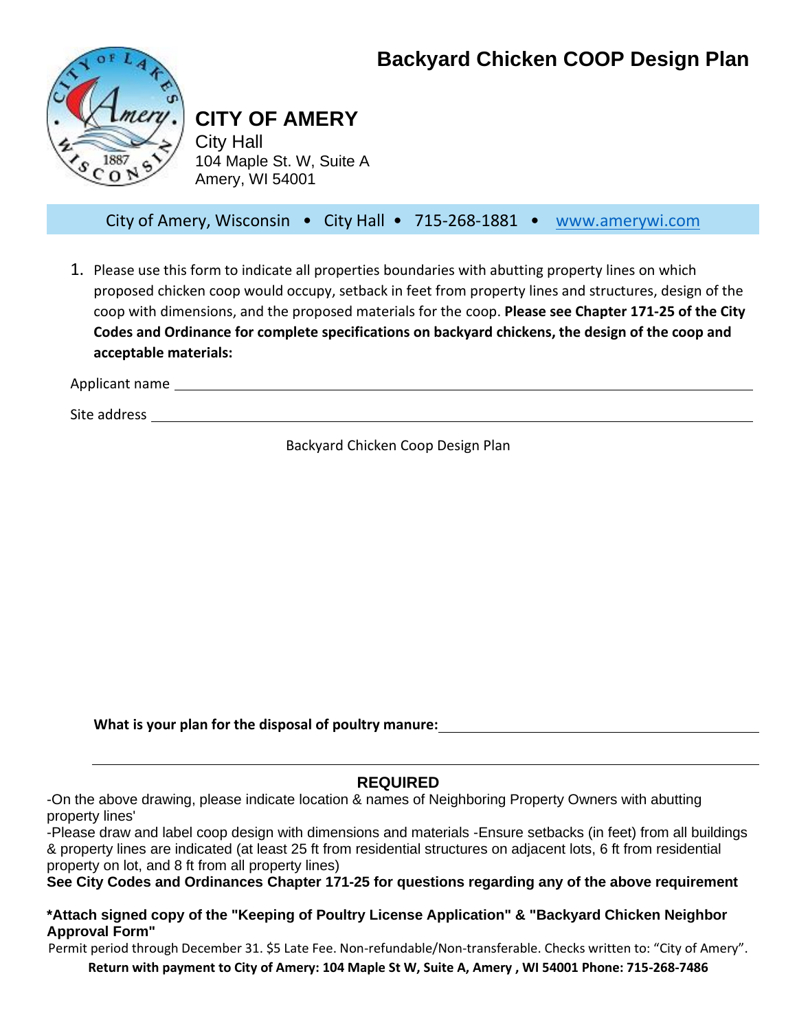# Backyard Chicken COOP Design Plan

## CITY OF AMERY

City Hall
104 Maple St. W, Suite A
Amery, WI 54001

City of Amery, Wisconsin • City Hall • 715-268-1881 • www.amerywi.com

1. Please use this form to indicate all properties boundaries with abutting property lines on which proposed chicken coop would occupy, setback in feet from property lines and structures, design of the coop with dimensions, and the proposed materials for the coop. **Please see Chapter 171-25 of the City Codes and Ordinance for complete specifications on backyard chickens, the design of the coop and acceptable materials:**

Applicant name ___________________________________________

Site address ___________________________________________

Backyard Chicken Coop Design Plan

**What is your plan for the disposal of poultry manure:** ___________________________________________

___________________________________________

## REQUIRED

-On the above drawing, please indicate location & names of Neighboring Property Owners with abutting property lines'

-Please draw and label coop design with dimensions and materials -Ensure setbacks (in feet) from all buildings & property lines are indicated (at least 25 ft from residential structures on adjacent lots, 6 ft from residential property on lot, and 8 ft from all property lines)

**See City Codes and Ordinances Chapter 171-25 for questions regarding any of the above requirement**

**\*Attach signed copy of the "Keeping of Poultry License Application" & "Backyard Chicken Neighbor Approval Form"**

Permit period through December 31. $5 Late Fee. Non-refundable/Non-transferable. Checks written to: "City of Amery".

**Return with payment to City of Amery: 104 Maple St W, Suite A, Amery , WI 54001 Phone: 715-268-7486**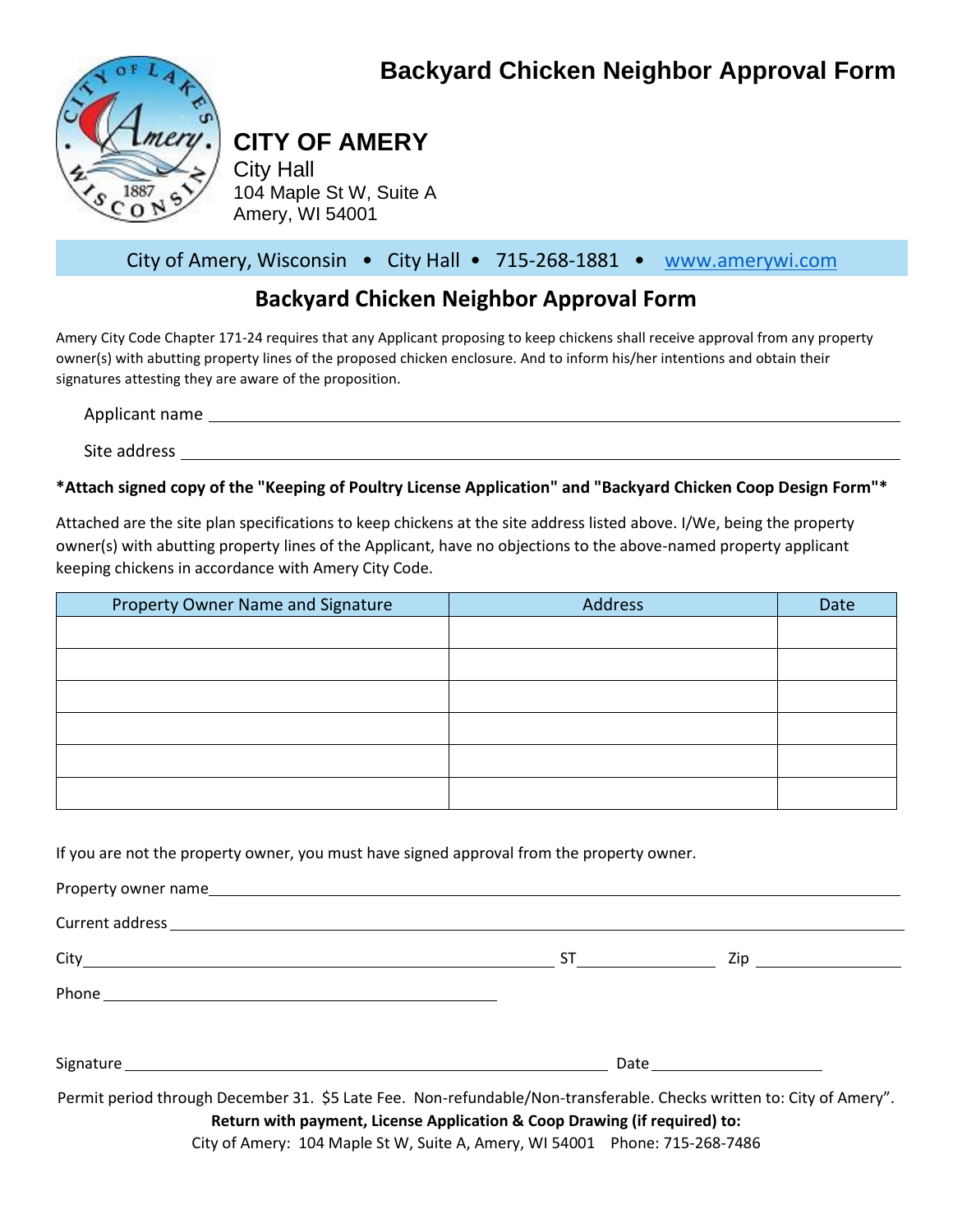# Backyard Chicken Neighbor Approval Form

## CITY OF AMERY

City Hall
104 Maple St W, Suite A
Amery, WI 54001

City of Amery, Wisconsin • City Hall • 715-268-1881 • www.amerywi.com

## Backyard Chicken Neighbor Approval Form

Amery City Code Chapter 171-24 requires that any Applicant proposing to keep chickens shall receive approval from any property owner(s) with abutting property lines of the proposed chicken enclosure. And to inform his/her intentions and obtain their signatures attesting they are aware of the proposition.

Applicant name ______________________________

Site address ______________________________

**\*Attach signed copy of the "Keeping of Poultry License Application" and "Backyard Chicken Coop Design Form"\***

Attached are the site plan specifications to keep chickens at the site address listed above. I/We, being the property owner(s) with abutting property lines of the Applicant, have no objections to the above-named property applicant keeping chickens in accordance with Amery City Code.

| Property Owner Name and Signature | Address | Date |
|---|---|---|
| | | |
| | | |
| | | |
| | | |
| | | |
| | | |

If you are not the property owner, you must have signed approval from the property owner.

Property owner name ______________________________

Current address ______________________________

City ______________________ ST __________ Zip __________

Phone ______________________

Signature ______________________________ Date __________

Permit period through December 31. $5 Late Fee. Non-refundable/Non-transferable. Checks written to: City of Amery".

**Return with payment, License Application & Coop Drawing (if required) to:**

City of Amery: 104 Maple St W, Suite A, Amery, WI 54001 Phone: 715-268-7486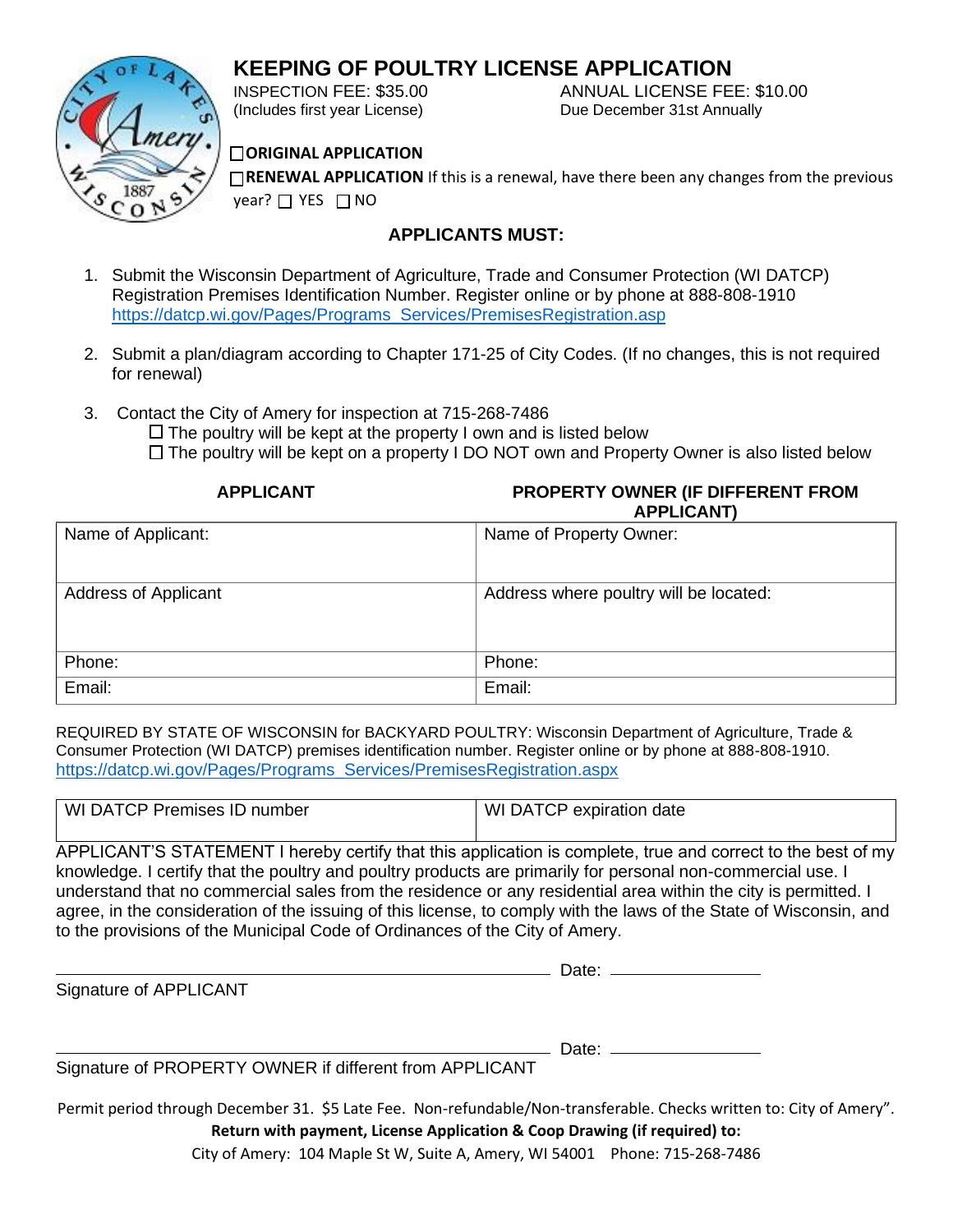# KEEPING OF POULTRY LICENSE APPLICATION

INSPECTION FEE: $35.00
(Includes first year License)

ANNUAL LICENSE FEE: $10.00
Due December 31st Annually

☐ **ORIGINAL APPLICATION**

☐ **RENEWAL APPLICATION** If this is a renewal, have there been any changes from the previous year? ☐ YES ☐ NO

## APPLICANTS MUST:

1. Submit the Wisconsin Department of Agriculture, Trade and Consumer Protection (WI DATCP) Registration Premises Identification Number. Register online or by phone at 888-808-1910 https://datcp.wi.gov/Pages/Programs_Services/PremisesRegistration.asp

2. Submit a plan/diagram according to Chapter 171-25 of City Codes. (If no changes, this is not required for renewal)

3. Contact the City of Amery for inspection at 715-268-7486
   - ☐ The poultry will be kept at the property I own and is listed below
   - ☐ The poultry will be kept on a property I DO NOT own and Property Owner is also listed below

| APPLICANT | PROPERTY OWNER (IF DIFFERENT FROM APPLICANT) |
|---|---|
| Name of Applicant: | Name of Property Owner: |
| Address of Applicant | Address where poultry will be located: |
| Phone: | Phone: |
| Email: | Email: |

REQUIRED BY STATE OF WISCONSIN for BACKYARD POULTRY: Wisconsin Department of Agriculture, Trade & Consumer Protection (WI DATCP) premises identification number. Register online or by phone at 888-808-1910. https://datcp.wi.gov/Pages/Programs_Services/PremisesRegistration.aspx

| | |
|---|---|
| WI DATCP Premises ID number | WI DATCP expiration date |

APPLICANT'S STATEMENT I hereby certify that this application is complete, true and correct to the best of my knowledge. I certify that the poultry and poultry products are primarily for personal non-commercial use. I understand that no commercial sales from the residence or any residential area within the city is permitted. I agree, in the consideration of the issuing of this license, to comply with the laws of the State of Wisconsin, and to the provisions of the Municipal Code of Ordinances of the City of Amery.

\_\_\_\_\_\_\_\_\_\_\_\_\_\_\_\_\_\_\_\_\_\_\_\_\_\_\_\_\_\_\_\_\_\_\_\_\_\_\_\_ Date: \_\_\_\_\_\_\_\_\_\_\_\_\_\_

Signature of APPLICANT

\_\_\_\_\_\_\_\_\_\_\_\_\_\_\_\_\_\_\_\_\_\_\_\_\_\_\_\_\_\_\_\_\_\_\_\_\_\_\_\_ Date: \_\_\_\_\_\_\_\_\_\_\_\_\_\_

Signature of PROPERTY OWNER if different from APPLICANT

Permit period through December 31. $5 Late Fee. Non-refundable/Non-transferable. Checks written to: City of Amery".

**Return with payment, License Application & Coop Drawing (if required) to:**

City of Amery: 104 Maple St W, Suite A, Amery, WI 54001 Phone: 715-268-7486